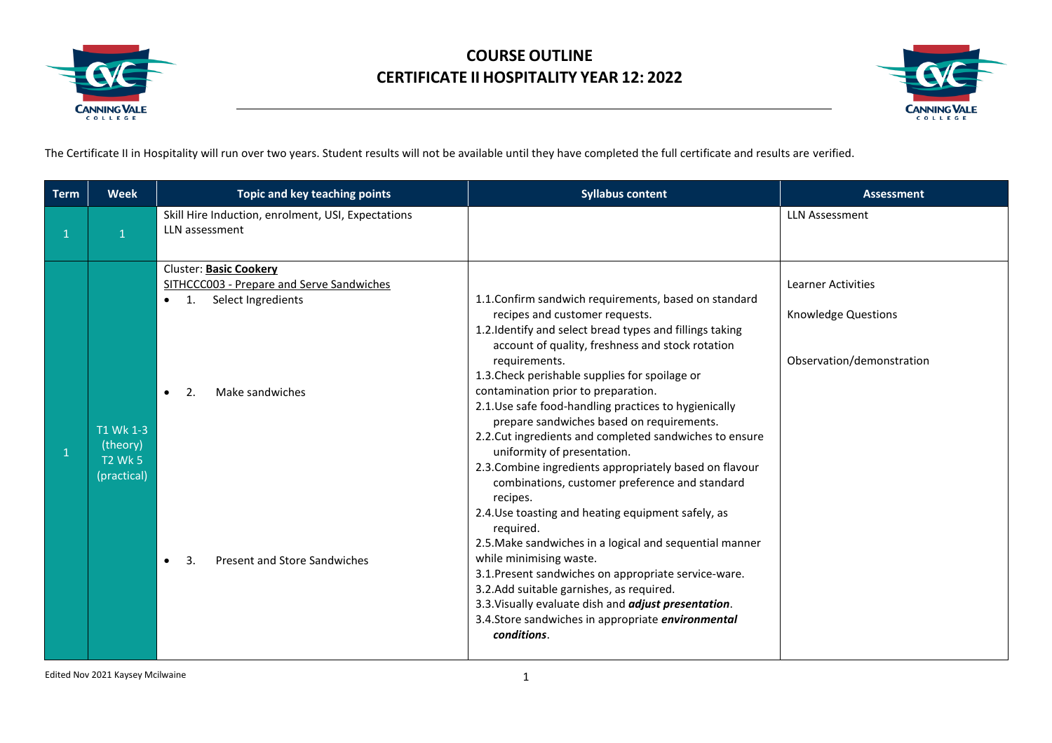# COURSE OUTLINE
# CERTIFICATE II HOSPITALITY YEAR 12: 2022

The Certificate II in Hospitality will run over two years. Student results will not be available until they have completed the full certificate and results are verified.

| Term | Week | Topic and key teaching points | Syllabus content | Assessment |
|---|---|---|---|---|
| 1 | 1 | Skill Hire Induction, enrolment, USI, Expectations<br>LLN assessment | | LLN Assessment |
| 1 | T1 Wk 1-3 (theory)<br>T2 Wk 5 (practical) | Cluster: **Basic Cookery**<br>SITHCCC003 - Prepare and Serve Sandwiches<br>• 1. Select Ingredients<br><br>• 2. Make sandwiches<br><br>• 3. Present and Store Sandwiches | 1.1.Confirm sandwich requirements, based on standard recipes and customer requests.<br>1.2.Identify and select bread types and fillings taking account of quality, freshness and stock rotation requirements.<br>1.3.Check perishable supplies for spoilage or contamination prior to preparation.<br>2.1.Use safe food-handling practices to hygienically prepare sandwiches based on requirements.<br>2.2.Cut ingredients and completed sandwiches to ensure uniformity of presentation.<br>2.3.Combine ingredients appropriately based on flavour combinations, customer preference and standard recipes.<br>2.4.Use toasting and heating equipment safely, as required.<br>2.5.Make sandwiches in a logical and sequential manner while minimising waste.<br>3.1.Present sandwiches on appropriate service-ware.<br>3.2.Add suitable garnishes, as required.<br>3.3.Visually evaluate dish and ***adjust presentation***.<br>3.4.Store sandwiches in appropriate ***environmental conditions***. | Learner Activities<br><br>Knowledge Questions<br><br>Observation/demonstration |

Edited Nov 2021 Kaysey Mcilwaine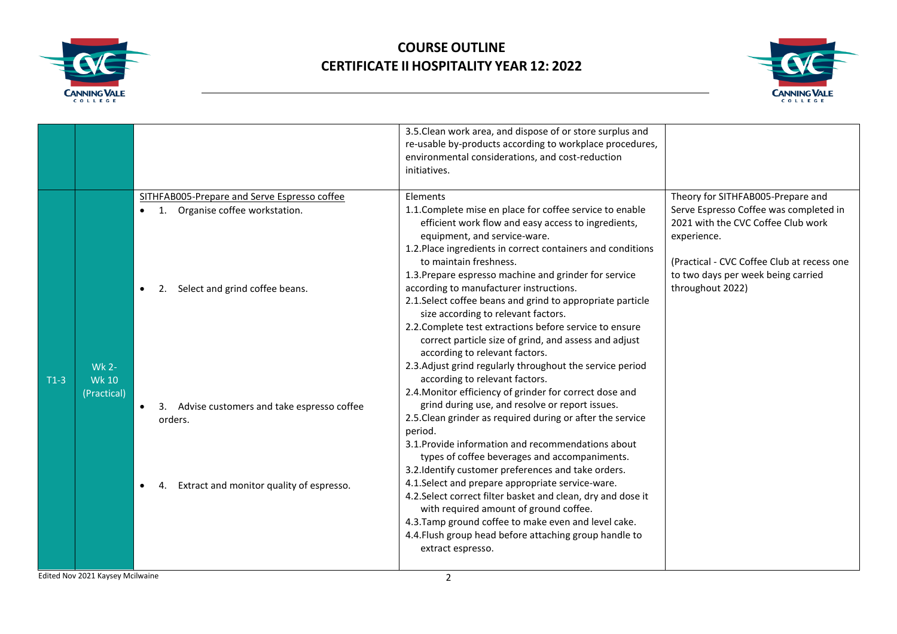# COURSE OUTLINE
# CERTIFICATE II HOSPITALITY YEAR 12: 2022

| | | | | |
|---|---|---|---|---|
| | | | 3.5.Clean work area, and dispose of or store surplus and re-usable by-products according to workplace procedures, environmental considerations, and cost-reduction initiatives. | |
| T1-3 | Wk 2- Wk 10 (Practical) | SITHFAB005-Prepare and Serve Espresso coffee<br>• 1. Organise coffee workstation.<br>• 2. Select and grind coffee beans.<br>• 3. Advise customers and take espresso coffee orders.<br>• 4. Extract and monitor quality of espresso. | Elements<br>1.1.Complete mise en place for coffee service to enable efficient work flow and easy access to ingredients, equipment, and service-ware.<br>1.2.Place ingredients in correct containers and conditions to maintain freshness.<br>1.3.Prepare espresso machine and grinder for service according to manufacturer instructions.<br>2.1.Select coffee beans and grind to appropriate particle size according to relevant factors.<br>2.2.Complete test extractions before service to ensure correct particle size of grind, and assess and adjust according to relevant factors.<br>2.3.Adjust grind regularly throughout the service period according to relevant factors.<br>2.4.Monitor efficiency of grinder for correct dose and grind during use, and resolve or report issues.<br>2.5.Clean grinder as required during or after the service period.<br>3.1.Provide information and recommendations about types of coffee beverages and accompaniments.<br>3.2.Identify customer preferences and take orders.<br>4.1.Select and prepare appropriate service-ware.<br>4.2.Select correct filter basket and clean, dry and dose it with required amount of ground coffee.<br>4.3.Tamp ground coffee to make even and level cake.<br>4.4.Flush group head before attaching group handle to extract espresso. | Theory for SITHFAB005-Prepare and Serve Espresso Coffee was completed in 2021 with the CVC Coffee Club work experience.<br><br>(Practical - CVC Coffee Club at recess one to two days per week being carried throughout 2022) |

Edited Nov 2021 Kaysey Mcilwaine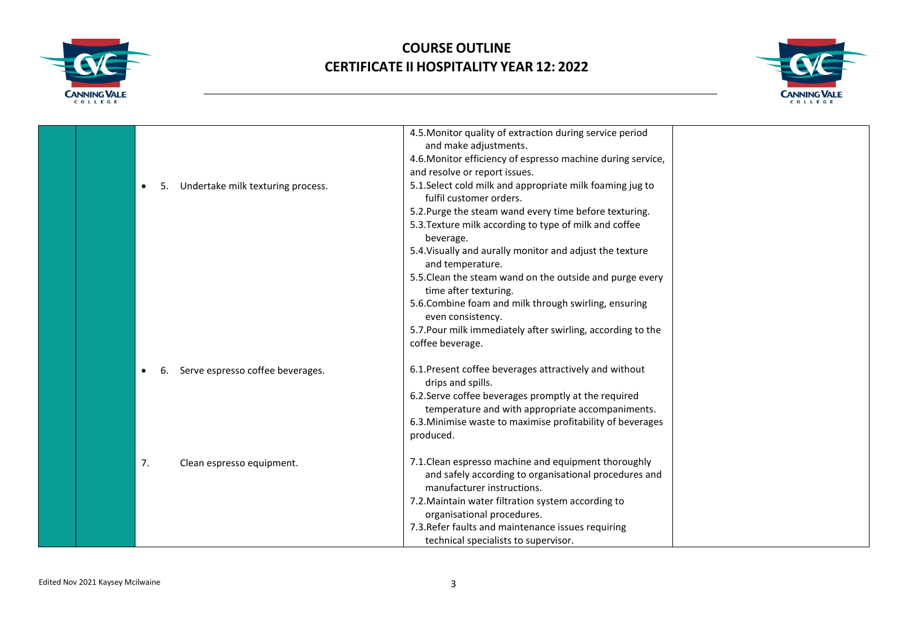# COURSE OUTLINE
# CERTIFICATE II HOSPITALITY YEAR 12: 2022

| | | | | |
|---|---|---|---|---|
| | | | 4.5. Monitor quality of extraction during service period and make adjustments.<br>4.6. Monitor efficiency of espresso machine during service, and resolve or report issues. | |
| | | • 5. Undertake milk texturing process. | 5.1. Select cold milk and appropriate milk foaming jug to fulfil customer orders.<br>5.2. Purge the steam wand every time before texturing.<br>5.3. Texture milk according to type of milk and coffee beverage.<br>5.4. Visually and aurally monitor and adjust the texture and temperature.<br>5.5. Clean the steam wand on the outside and purge every time after texturing.<br>5.6. Combine foam and milk through swirling, ensuring even consistency.<br>5.7. Pour milk immediately after swirling, according to the coffee beverage. | |
| | | • 6. Serve espresso coffee beverages. | 6.1. Present coffee beverages attractively and without drips and spills.<br>6.2. Serve coffee beverages promptly at the required temperature and with appropriate accompaniments.<br>6.3. Minimise waste to maximise profitability of beverages produced. | |
| | | 7. Clean espresso equipment. | 7.1. Clean espresso machine and equipment thoroughly and safely according to organisational procedures and manufacturer instructions.<br>7.2. Maintain water filtration system according to organisational procedures.<br>7.3. Refer faults and maintenance issues requiring technical specialists to supervisor. | |

Edited Nov 2021 Kaysey Mcilwaine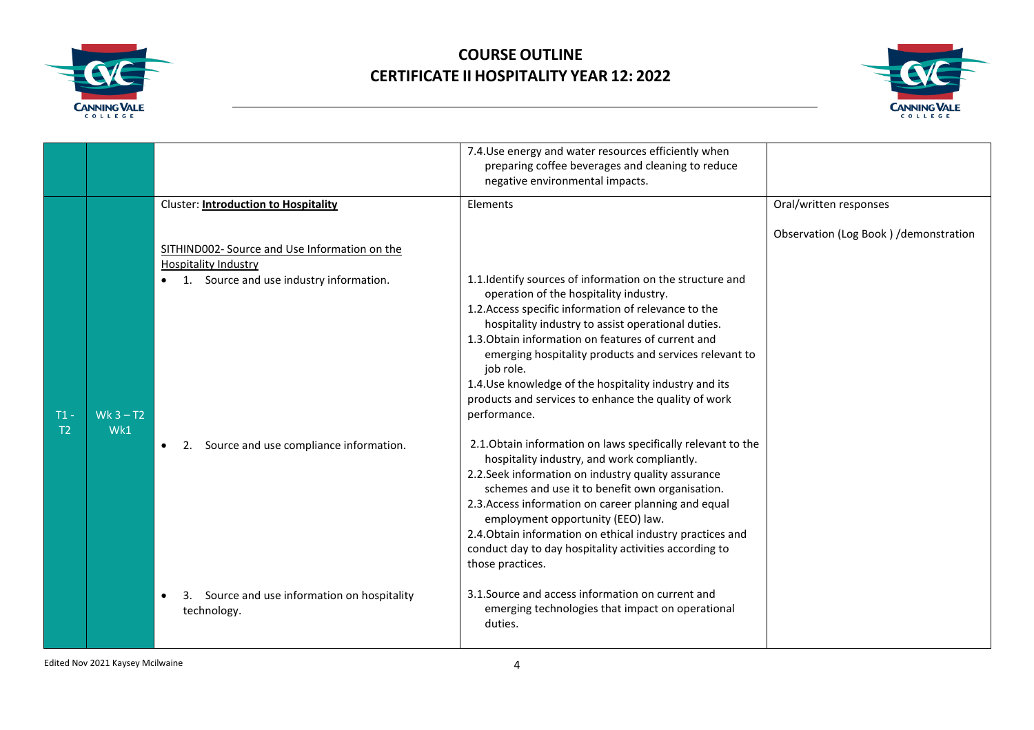# COURSE OUTLINE
# CERTIFICATE II HOSPITALITY YEAR 12: 2022

| | | | | |
|---|---|---|---|---|
| | | | 7.4.Use energy and water resources efficiently when preparing coffee beverages and cleaning to reduce negative environmental impacts. | |
| T1 - T2 | Wk 3 – T2 Wk1 | Cluster: **Introduction to Hospitality**<br><br>SITHIND002- Source and Use Information on the Hospitality Industry<br>• 1. Source and use industry information. | Elements<br><br>1.1.Identify sources of information on the structure and operation of the hospitality industry.<br>1.2.Access specific information of relevance to the hospitality industry to assist operational duties.<br>1.3.Obtain information on features of current and emerging hospitality products and services relevant to job role.<br>1.4.Use knowledge of the hospitality industry and its products and services to enhance the quality of work performance. | Oral/written responses<br><br>Observation (Log Book ) /demonstration |
| | | • 2. Source and use compliance information. | 2.1.Obtain information on laws specifically relevant to the hospitality industry, and work compliantly.<br>2.2.Seek information on industry quality assurance schemes and use it to benefit own organisation.<br>2.3.Access information on career planning and equal employment opportunity (EEO) law.<br>2.4.Obtain information on ethical industry practices and conduct day to day hospitality activities according to those practices. | |
| | | • 3. Source and use information on hospitality technology. | 3.1.Source and access information on current and emerging technologies that impact on operational duties. | |

Edited Nov 2021 Kaysey Mcilwaine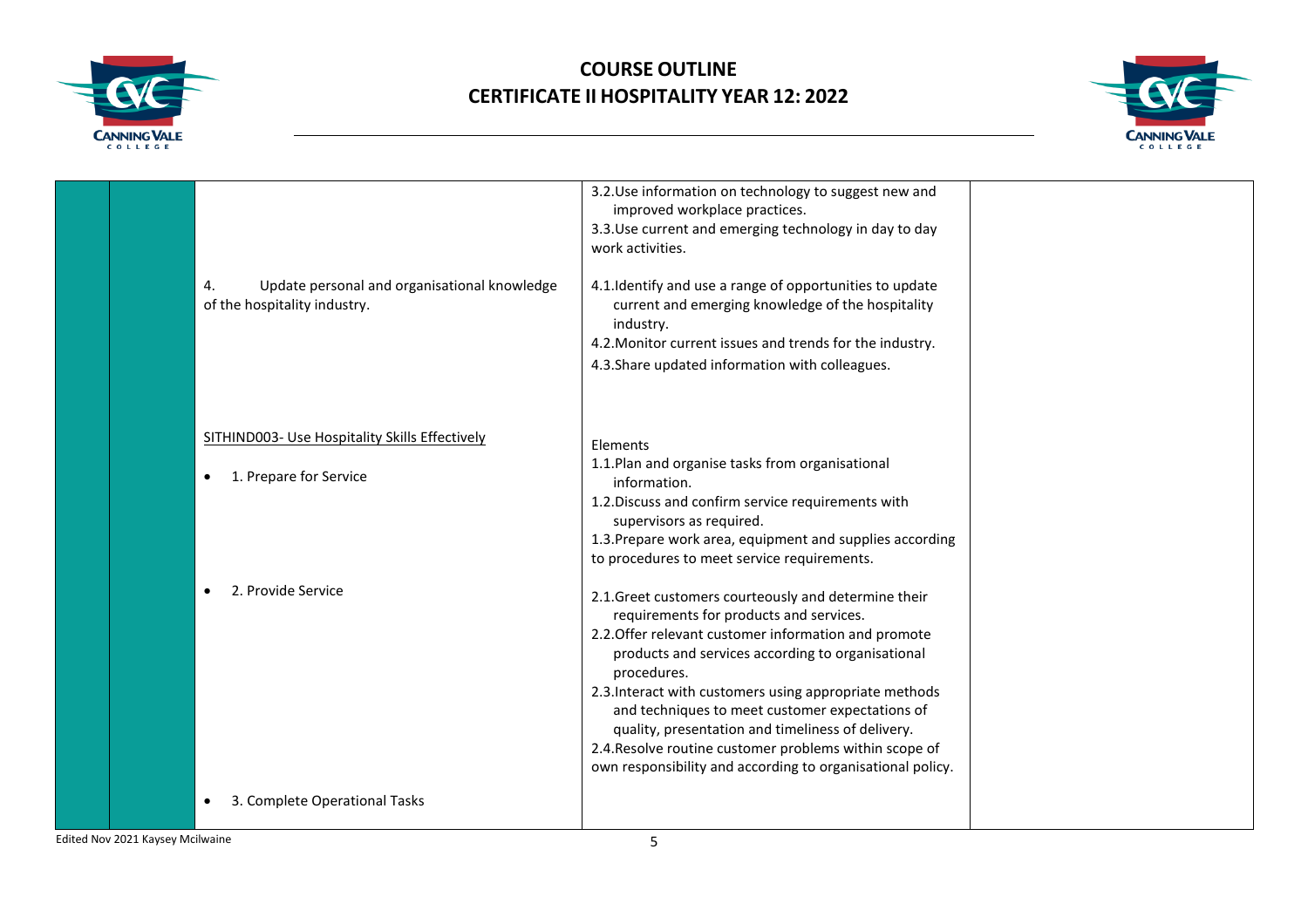| | | | | |
|---|---|---|---|---|
| | | | 3.2.Use information on technology to suggest new and improved workplace practices.<br>3.3.Use current and emerging technology in day to day work activities. | |
| | | 4. Update personal and organisational knowledge of the hospitality industry. | 4.1.Identify and use a range of opportunities to update current and emerging knowledge of the hospitality industry.<br>4.2.Monitor current issues and trends for the industry.<br>4.3.Share updated information with colleagues. | |
| | | <u>SITHIND003- Use Hospitality Skills Effectively</u><br><br>• 1. Prepare for Service | Elements<br>1.1.Plan and organise tasks from organisational information.<br>1.2.Discuss and confirm service requirements with supervisors as required.<br>1.3.Prepare work area, equipment and supplies according to procedures to meet service requirements. | |
| | | • 2. Provide Service | 2.1.Greet customers courteously and determine their requirements for products and services.<br>2.2.Offer relevant customer information and promote products and services according to organisational procedures.<br>2.3.Interact with customers using appropriate methods and techniques to meet customer expectations of quality, presentation and timeliness of delivery.<br>2.4.Resolve routine customer problems within scope of own responsibility and according to organisational policy. | |
| | | • 3. Complete Operational Tasks | | |

Edited Nov 2021 Kaysey Mcilwaine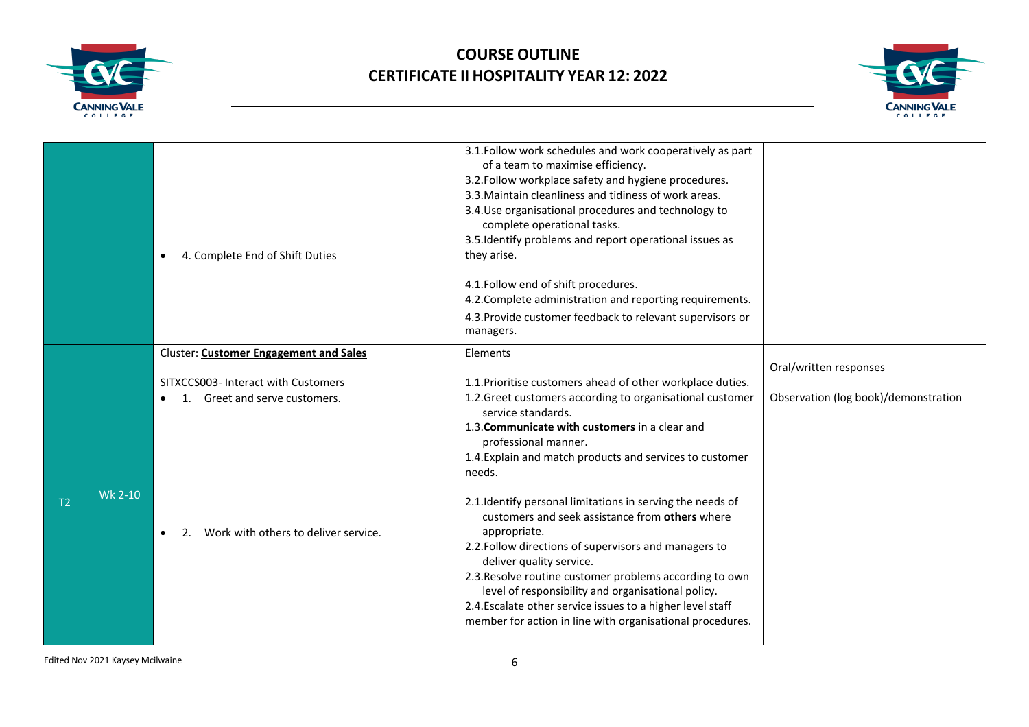| | | | | |
|---|---|---|---|---|
| | | • 4. Complete End of Shift Duties | 3.1.Follow work schedules and work cooperatively as part of a team to maximise efficiency.<br>3.2.Follow workplace safety and hygiene procedures.<br>3.3.Maintain cleanliness and tidiness of work areas.<br>3.4.Use organisational procedures and technology to complete operational tasks.<br>3.5.Identify problems and report operational issues as they arise.<br><br>4.1.Follow end of shift procedures.<br>4.2.Complete administration and reporting requirements.<br>4.3.Provide customer feedback to relevant supervisors or managers. | |
| T2 | Wk 2-10 | Cluster: **<u>Customer Engagement and Sales</u>**<br><br><u>SITXCCS003- Interact with Customers</u><br>• 1. Greet and serve customers.<br><br><br><br><br>• 2. Work with others to deliver service. | Elements<br><br>1.1.Prioritise customers ahead of other workplace duties.<br>1.2.Greet customers according to organisational customer service standards.<br>1.3.**Communicate with customers** in a clear and professional manner.<br>1.4.Explain and match products and services to customer needs.<br><br>2.1.Identify personal limitations in serving the needs of customers and seek assistance from **others** where appropriate.<br>2.2.Follow directions of supervisors and managers to deliver quality service.<br>2.3.Resolve routine customer problems according to own level of responsibility and organisational policy.<br>2.4.Escalate other service issues to a higher level staff member for action in line with organisational procedures. | Oral/written responses<br><br>Observation (log book)/demonstration |

Edited Nov 2021 Kaysey Mcilwaine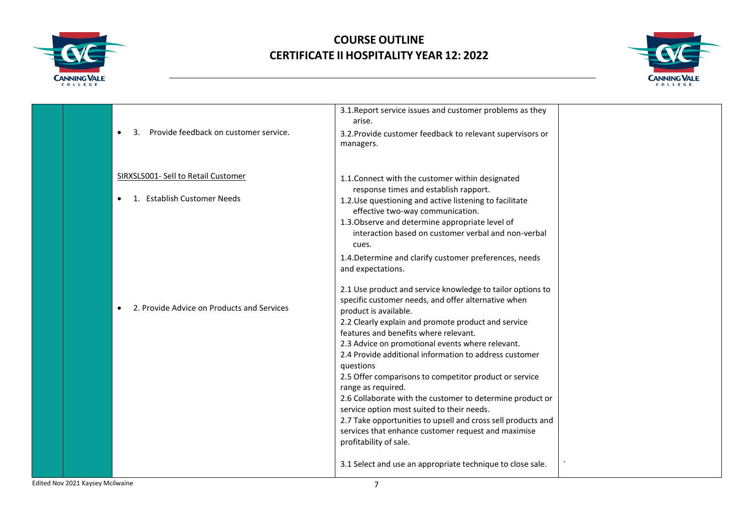| | | | | |
|---|---|---|---|---|
| | | • 3. Provide feedback on customer service. | 3.1. Report service issues and customer problems as they arise.<br>3.2. Provide customer feedback to relevant supervisors or managers. | |
| | | SIRXSLS001- Sell to Retail Customer<br><br>• 1. Establish Customer Needs | 1.1. Connect with the customer within designated response times and establish rapport.<br>1.2. Use questioning and active listening to facilitate effective two-way communication.<br>1.3. Observe and determine appropriate level of interaction based on customer verbal and non-verbal cues.<br>1.4. Determine and clarify customer preferences, needs and expectations. | |
| | | • 2. Provide Advice on Products and Services | 2.1 Use product and service knowledge to tailor options to specific customer needs, and offer alternative when product is available.<br>2.2 Clearly explain and promote product and service features and benefits where relevant.<br>2.3 Advice on promotional events where relevant.<br>2.4 Provide additional information to address customer questions<br>2.5 Offer comparisons to competitor product or service range as required.<br>2.6 Collaborate with the customer to determine product or service option most suited to their needs.<br>2.7 Take opportunities to upsell and cross sell products and services that enhance customer request and maximise profitability of sale. | |
| | | | 3.1 Select and use an appropriate technique to close sale. | . |

Edited Nov 2021 Kaysey Mcilwaine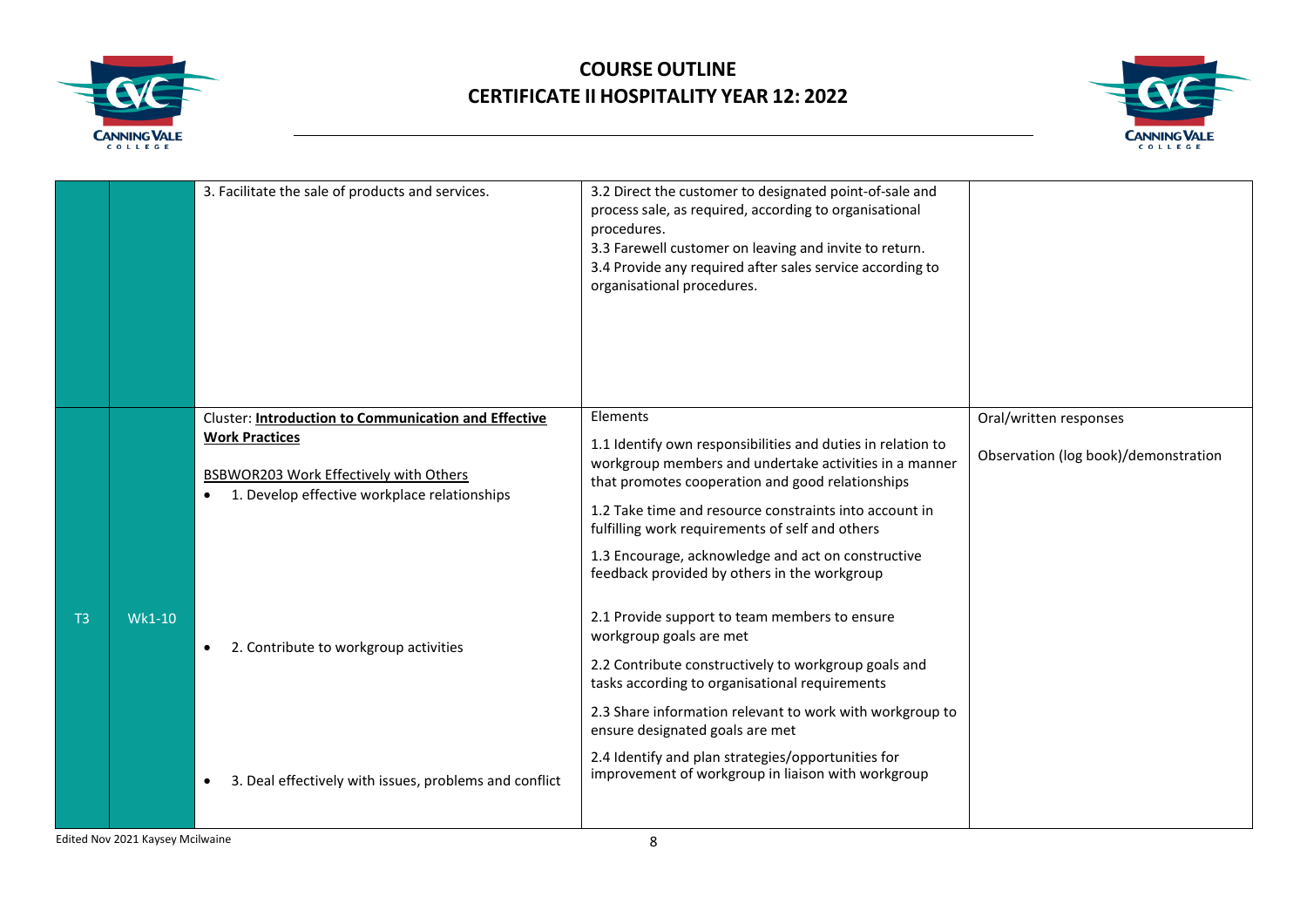# COURSE OUTLINE
## CERTIFICATE II HOSPITALITY YEAR 12: 2022

| | | | | |
|---|---|---|---|---|
| | | 3. Facilitate the sale of products and services. | 3.2 Direct the customer to designated point-of-sale and process sale, as required, according to organisational procedures.<br>3.3 Farewell customer on leaving and invite to return.<br>3.4 Provide any required after sales service according to organisational procedures. | |
| T3 | Wk1-10 | Cluster: **Introduction to Communication and Effective Work Practices**<br><br>BSBWOR203 Work Effectively with Others<br>• 1. Develop effective workplace relationships<br><br>• 2. Contribute to workgroup activities<br><br>• 3. Deal effectively with issues, problems and conflict | Elements<br><br>1.1 Identify own responsibilities and duties in relation to workgroup members and undertake activities in a manner that promotes cooperation and good relationships<br><br>1.2 Take time and resource constraints into account in fulfilling work requirements of self and others<br><br>1.3 Encourage, acknowledge and act on constructive feedback provided by others in the workgroup<br><br>2.1 Provide support to team members to ensure workgroup goals are met<br><br>2.2 Contribute constructively to workgroup goals and tasks according to organisational requirements<br><br>2.3 Share information relevant to work with workgroup to ensure designated goals are met<br><br>2.4 Identify and plan strategies/opportunities for improvement of workgroup in liaison with workgroup | Oral/written responses<br><br>Observation (log book)/demonstration |

Edited Nov 2021 Kaysey Mcilwaine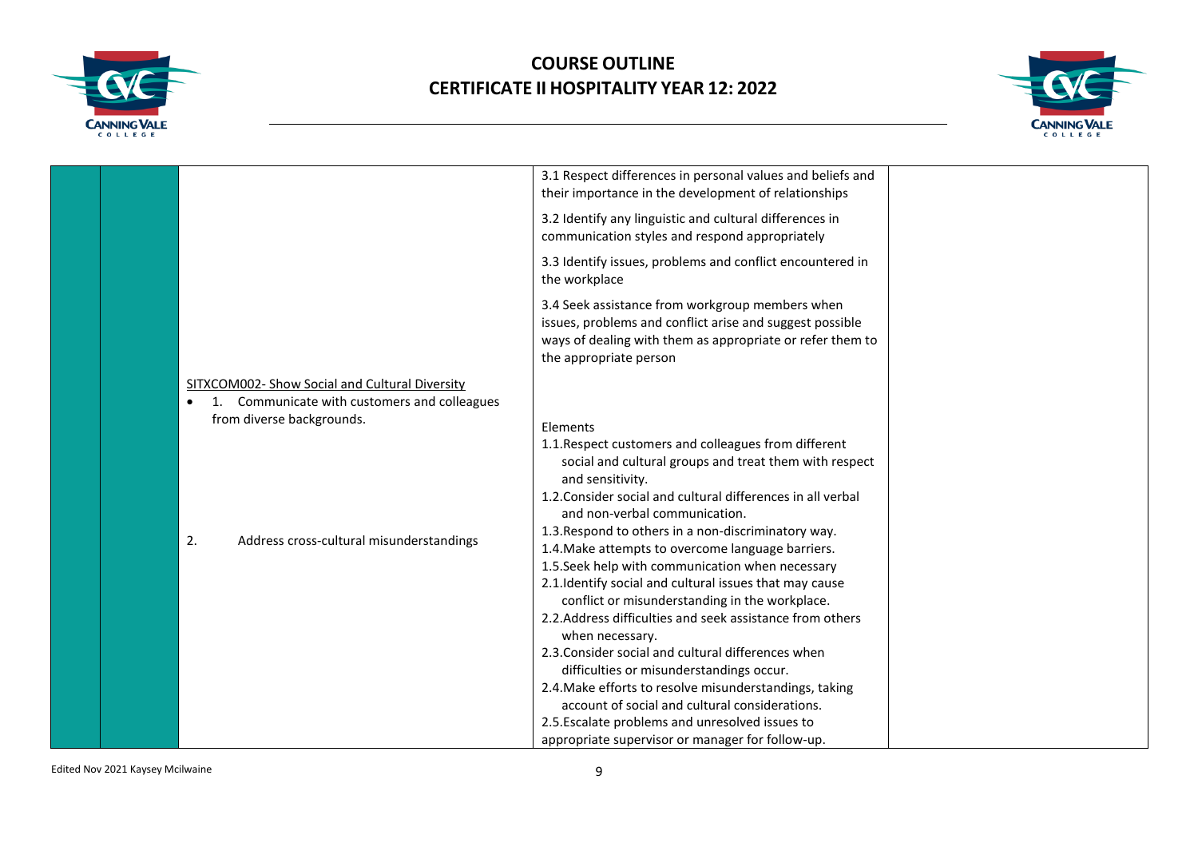# COURSE OUTLINE
# CERTIFICATE II HOSPITALITY YEAR 12: 2022

| | | | | |
|---|---|---|---|---|
| | | | 3.1 Respect differences in personal values and beliefs and their importance in the development of relationships<br><br>3.2 Identify any linguistic and cultural differences in communication styles and respond appropriately<br><br>3.3 Identify issues, problems and conflict encountered in the workplace<br><br>3.4 Seek assistance from workgroup members when issues, problems and conflict arise and suggest possible ways of dealing with them as appropriate or refer them to the appropriate person | |
| | | SITXCOM002- Show Social and Cultural Diversity<br>• 1. Communicate with customers and colleagues from diverse backgrounds.<br><br>2. Address cross-cultural misunderstandings | Elements<br>1.1. Respect customers and colleagues from different social and cultural groups and treat them with respect and sensitivity.<br>1.2. Consider social and cultural differences in all verbal and non-verbal communication.<br>1.3. Respond to others in a non-discriminatory way.<br>1.4. Make attempts to overcome language barriers.<br>1.5. Seek help with communication when necessary<br>2.1. Identify social and cultural issues that may cause conflict or misunderstanding in the workplace.<br>2.2. Address difficulties and seek assistance from others when necessary.<br>2.3. Consider social and cultural differences when difficulties or misunderstandings occur.<br>2.4. Make efforts to resolve misunderstandings, taking account of social and cultural considerations.<br>2.5. Escalate problems and unresolved issues to appropriate supervisor or manager for follow-up. | |

Edited Nov 2021 Kaysey Mcilwaine